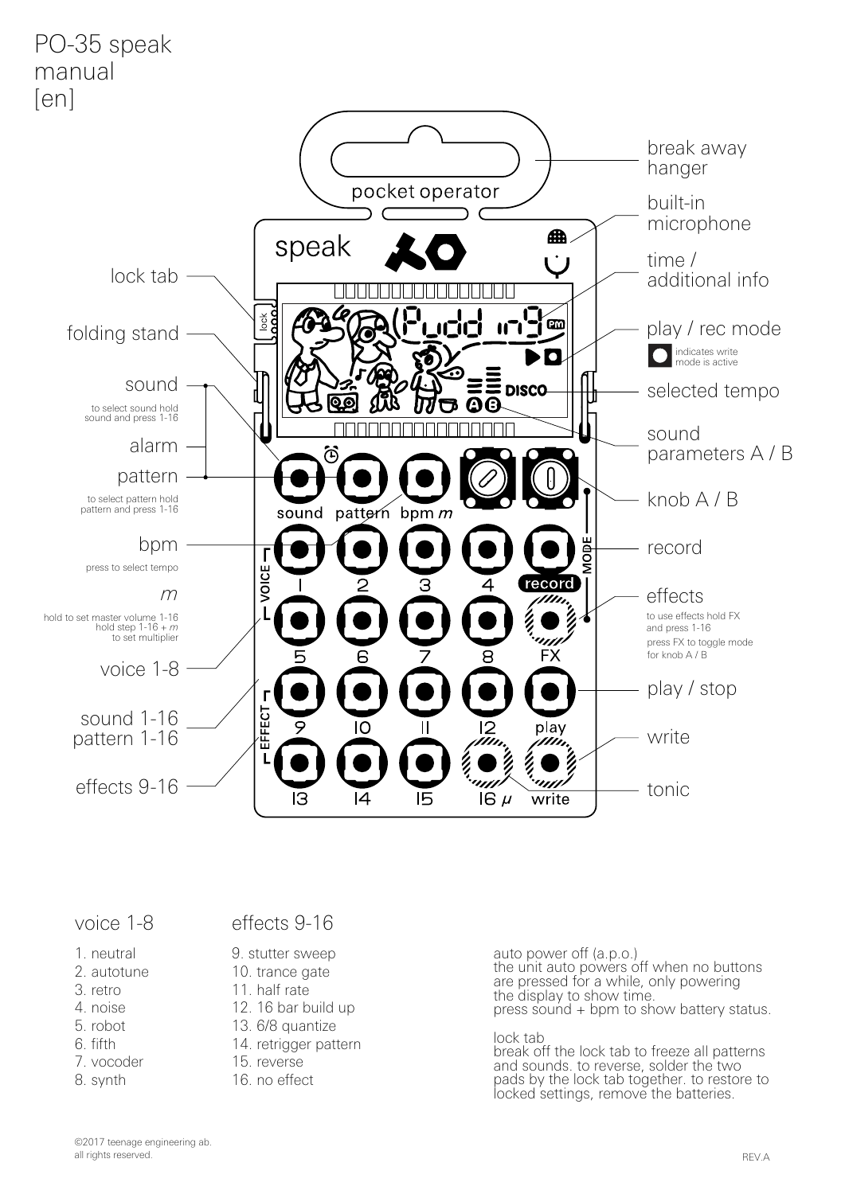# PO-35 speak manual [en]

- break away hanger
- built-in microphone
- time / additional info
- play / rec mode — indicates write mode is active
- selected tempo
- sound parameters A / B
- knob A / B
- record
- effects — to use effects hold FX and press 1-16. press FX to toggle mode for knob A / B
- play / stop
- write
- tonic
- lock tab
- folding stand
- sound — to select sound hold sound and press 1-16
- alarm
- pattern — to select pattern hold pattern and press 1-16
- bpm — press to select tempo
- *m* — hold to set master volume 1-16. hold step 1-16 + *m* to set multiplier
- voice 1-8
- sound 1-16 pattern 1-16
- effects 9-16

## voice 1-8

1. neutral
2. autotune
3. retro
4. noise
5. robot
6. fifth
7. vocoder
8. synth

## effects 9-16

9. stutter sweep
10. trance gate
11. half rate
12. 16 bar build up
13. 6/8 quantize
14. retrigger pattern
15. reverse
16. no effect

auto power off (a.p.o.)
the unit auto powers off when no buttons are pressed for a while, only powering the display to show time.
press sound + bpm to show battery status.

lock tab
break off the lock tab to freeze all patterns and sounds. to reverse, solder the two pads by the lock tab together. to restore to locked settings, remove the batteries.

©2017 teenage engineering ab.
all rights reserved.

REV.A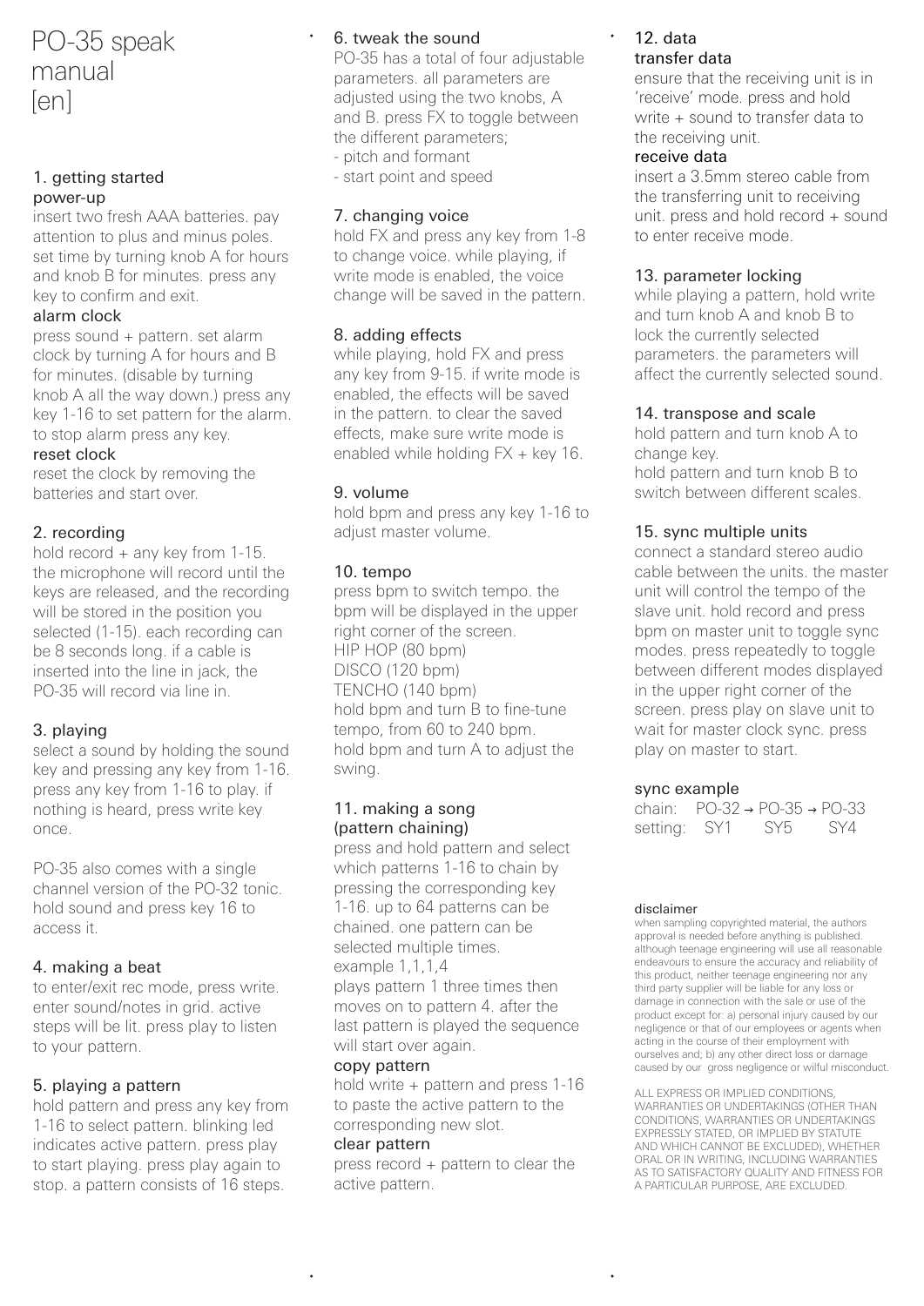# PO-35 speak manual [en]

### 1. getting started

**power-up**

insert two fresh AAA batteries. pay attention to plus and minus poles. set time by turning knob A for hours and knob B for minutes. press any key to confirm and exit.

**alarm clock**

press sound + pattern. set alarm clock by turning A for hours and B for minutes. (disable by turning knob A all the way down.) press any key 1-16 to set pattern for the alarm. to stop alarm press any key.

**reset clock**

reset the clock by removing the batteries and start over.

### 2. recording

hold record + any key from 1-15. the microphone will record until the keys are released, and the recording will be stored in the position you selected (1-15). each recording can be 8 seconds long. if a cable is inserted into the line in jack, the PO-35 will record via line in.

### 3. playing

select a sound by holding the sound key and pressing any key from 1-16. press any key from 1-16 to play. if nothing is heard, press write key once.

PO-35 also comes with a single channel version of the PO-32 tonic. hold sound and press key 16 to access it.

### 4. making a beat

to enter/exit rec mode, press write. enter sound/notes in grid. active steps will be lit. press play to listen to your pattern.

### 5. playing a pattern

hold pattern and press any key from 1-16 to select pattern. blinking led indicates active pattern. press play to start playing. press play again to stop. a pattern consists of 16 steps.

### 6. tweak the sound

PO-35 has a total of four adjustable parameters. all parameters are adjusted using the two knobs, A and B. press FX to toggle between the different parameters;

- pitch and formant
- start point and speed

### 7. changing voice

hold FX and press any key from 1-8 to change voice. while playing, if write mode is enabled, the voice change will be saved in the pattern.

### 8. adding effects

while playing, hold FX and press any key from 9-15. if write mode is enabled, the effects will be saved in the pattern. to clear the saved effects, make sure write mode is enabled while holding FX + key 16.

### 9. volume

hold bpm and press any key 1-16 to adjust master volume.

### 10. tempo

press bpm to switch tempo. the bpm will be displayed in the upper right corner of the screen.
HIP HOP (80 bpm)
DISCO (120 bpm)
TENCHO (140 bpm)
hold bpm and turn B to fine-tune tempo, from 60 to 240 bpm.
hold bpm and turn A to adjust the swing.

### 11. making a song (pattern chaining)

press and hold pattern and select which patterns 1-16 to chain by pressing the corresponding key 1-16. up to 64 patterns can be chained. one pattern can be selected multiple times.
example 1,1,1,4
plays pattern 1 three times then moves on to pattern 4. after the last pattern is played the sequence will start over again.

**copy pattern**

hold write + pattern and press 1-16 to paste the active pattern to the corresponding new slot.

**clear pattern**

press record + pattern to clear the active pattern.

### 12. data

**transfer data**

ensure that the receiving unit is in 'receive' mode. press and hold write + sound to transfer data to the receiving unit.

**receive data**

insert a 3.5mm stereo cable from the transferring unit to receiving unit. press and hold record + sound to enter receive mode.

### 13. parameter locking

while playing a pattern, hold write and turn knob A and knob B to lock the currently selected parameters. the parameters will affect the currently selected sound.

### 14. transpose and scale

hold pattern and turn knob A to change key.
hold pattern and turn knob B to switch between different scales.

### 15. sync multiple units

connect a standard stereo audio cable between the units. the master unit will control the tempo of the slave unit. hold record and press bpm on master unit to toggle sync modes. press repeatedly to toggle between different modes displayed in the upper right corner of the screen. press play on slave unit to wait for master clock sync. press play on master to start.

### sync example

| | | | |
|---|---|---|---|
| chain: | PO-32 → | PO-35 → | PO-33 |
| setting: | SY1 | SY5 | SY4 |

**disclaimer**

when sampling copyrighted material, the authors approval is needed before anything is published. although teenage engineering will use all reasonable endeavours to ensure the accuracy and reliability of this product, neither teenage engineering nor any third party supplier will be liable for any loss or damage in connection with the sale or use of the product except for: a) personal injury caused by our negligence or that of our employees or agents when acting in the course of their employment with ourselves and; b) any other direct loss or damage caused by our gross negligence or wilful misconduct.

ALL EXPRESS OR IMPLIED CONDITIONS, WARRANTIES OR UNDERTAKINGS (OTHER THAN CONDITIONS, WARRANTIES OR UNDERTAKINGS EXPRESSLY STATED, OR IMPLIED BY STATUTE AND WHICH CANNOT BE EXCLUDED), WHETHER ORAL OR IN WRITING, INCLUDING WARRANTIES AS TO SATISFACTORY QUALITY AND FITNESS FOR A PARTICULAR PURPOSE, ARE EXCLUDED.